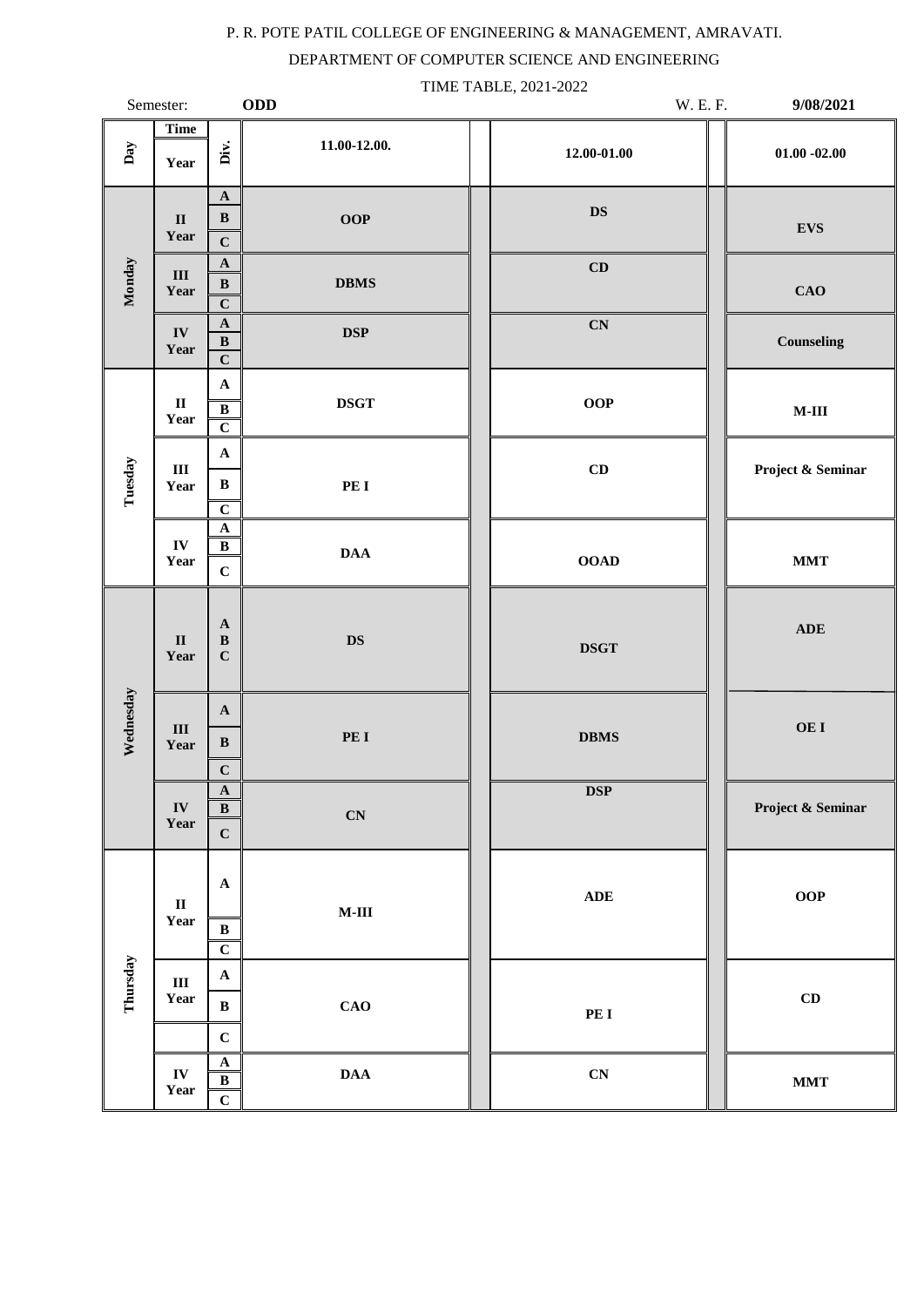P. R. POTE PATIL COLLEGE OF ENGINEERING & MANAGEMENT, AMRAVATI.

DEPARTMENT OF COMPUTER SCIENCE AND ENGINEERING

TIME TABLE, 2021-2022

Semester: **ODD** W. E. F. **9/08/2021**

| Day | Year | Div. | 11.00-12.00. | 12.00-01.00 | 01.00 -02.00 |
|---|---|---|---|---|---|
| **Monday** | **II Year** | **A B C** | **OOP** | **DS** | **EVS** |
| | **III Year** | **A B C** | **DBMS** | **CD** | **CAO** |
| | **IV Year** | **A B C** | **DSP** | **CN** | **Counseling** |
| **Tuesday** | **II Year** | **A B C** | **DSGT** | **OOP** | **M-III** |
| | **III Year** | **A B C** | **PE I** | **CD** | **Project & Seminar** |
| | **IV Year** | **A B C** | **DAA** | **OOAD** | **MMT** |
| **Wednesday** | **II Year** | **A B C** | **DS** | **DSGT** | **ADE** |
| | **III Year** | **A B C** | **PE I** | **DBMS** | **OE I** |
| | **IV Year** | **A B C** | **CN** | **DSP** | **Project & Seminar** |
| **Thursday** | **II Year** | **A B C** | **M-III** | **ADE** | **OOP** |
| | **III Year** | **A B C** | **CAO** | **PE I** | **CD** |
| | **IV Year** | **A B C** | **DAA** | **CN** | **MMT** |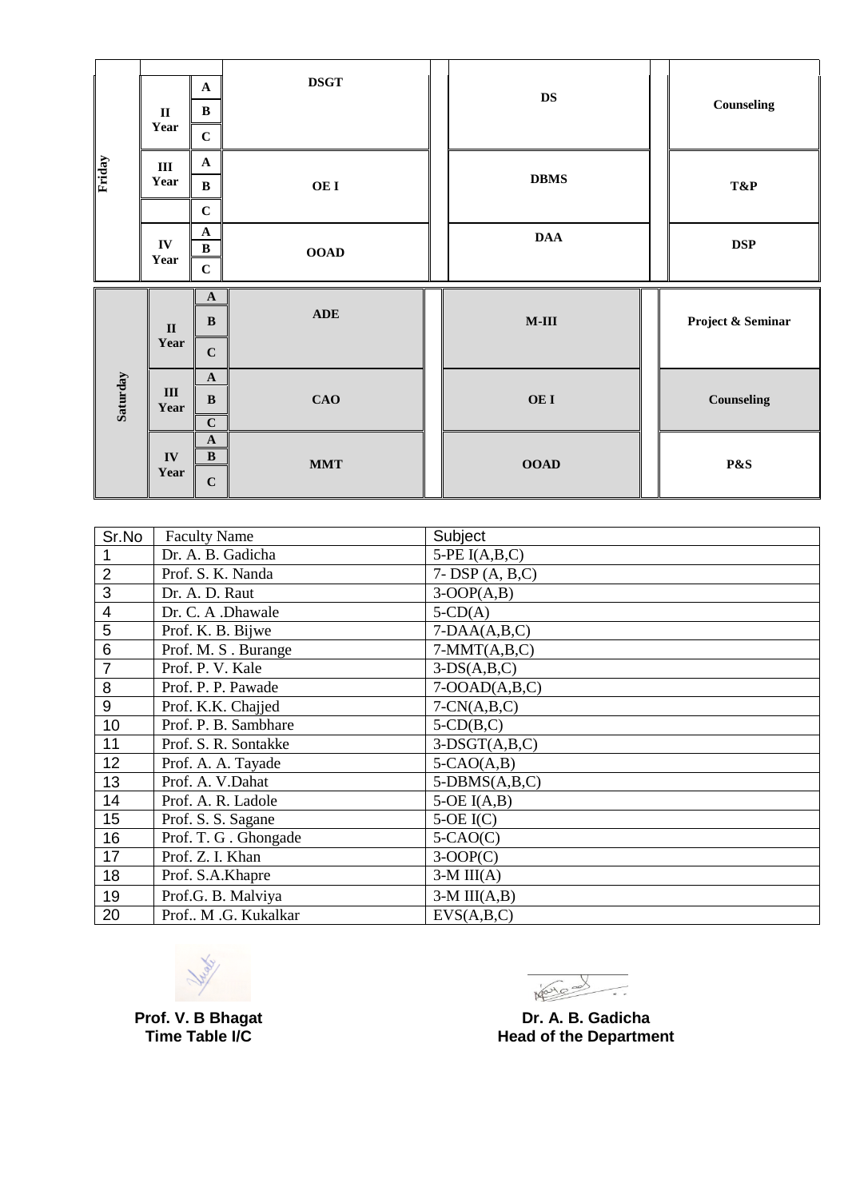|  |  |  |  |  |  |  |  |
|---|---|---|---|---|---|---|---|
| Friday | II Year | A | DSGT |  | DS |  | Counseling |
|  |  | B |  |  |  |  |  |
|  |  | C |  |  |  |  |  |
|  | III Year | A | OE I |  | DBMS |  | T&P |
|  |  | B |  |  |  |  |  |
|  |  | C |  |  |  |  |  |
|  | IV Year | A | OOAD |  | DAA |  | DSP |
|  |  | B |  |  |  |  |  |
|  |  | C |  |  |  |  |  |
| Saturday | II Year | A | ADE |  | M-III |  | Project & Seminar |
|  |  | B |  |  |  |  |  |
|  |  | C |  |  |  |  |  |
|  | III Year | A | CAO |  | OE I |  | Counseling |
|  |  | B |  |  |  |  |  |
|  |  | C |  |  |  |  |  |
|  | IV Year | A | MMT |  | OOAD |  | P&S |
|  |  | B |  |  |  |  |  |
|  |  | C |  |  |  |  |  |

| Sr.No | Faculty Name | Subject |
|---|---|---|
| 1 | Dr. A. B. Gadicha | 5-PE I(A,B,C) |
| 2 | Prof. S. K. Nanda | 7- DSP (A, B,C) |
| 3 | Dr. A. D. Raut | 3-OOP(A,B) |
| 4 | Dr. C. A .Dhawale | 5-CD(A) |
| 5 | Prof. K. B. Bijwe | 7-DAA(A,B,C) |
| 6 | Prof. M. S . Burange | 7-MMT(A,B,C) |
| 7 | Prof. P. V. Kale | 3-DS(A,B,C) |
| 8 | Prof. P. P. Pawade | 7-OOAD(A,B,C) |
| 9 | Prof. K.K. Chajjed | 7-CN(A,B,C) |
| 10 | Prof. P. B. Sambhare | 5-CD(B,C) |
| 11 | Prof. S. R. Sontakke | 3-DSGT(A,B,C) |
| 12 | Prof. A. A. Tayade | 5-CAO(A,B) |
| 13 | Prof. A. V.Dahat | 5-DBMS(A,B,C) |
| 14 | Prof. A. R. Ladole | 5-OE I(A,B) |
| 15 | Prof. S. S. Sagane | 5-OE I(C) |
| 16 | Prof. T. G . Ghongade | 5-CAO(C) |
| 17 | Prof. Z. I. Khan | 3-OOP(C) |
| 18 | Prof. S.A.Khapre | 3-M III(A) |
| 19 | Prof.G. B. Malviya | 3-M III(A,B) |
| 20 | Prof.. M .G. Kukalkar | EVS(A,B,C) |

**Prof. V. B Bhagat**
**Time Table I/C**

**Dr. A. B. Gadicha**
**Head of the Department**